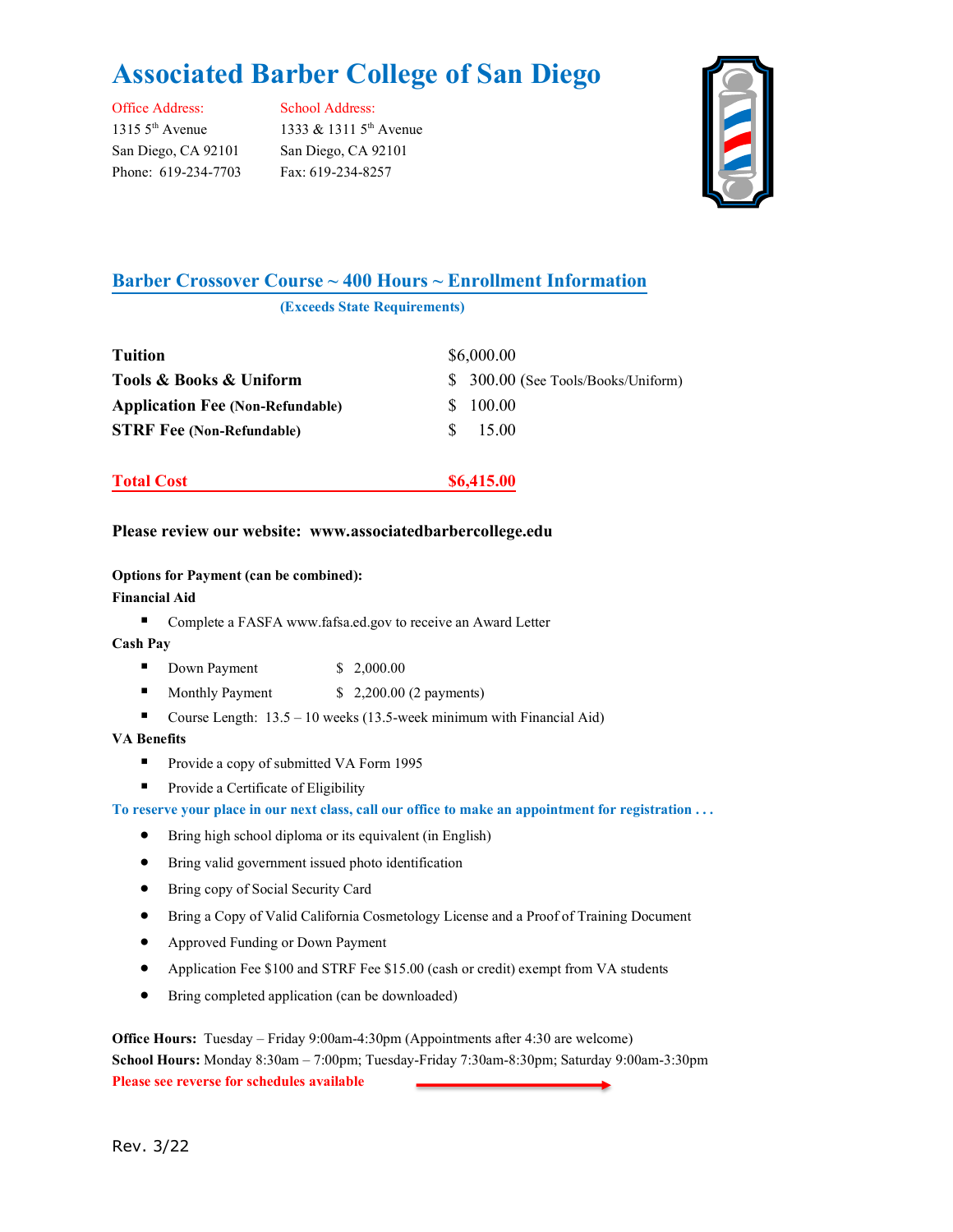# Associated Barber College of San Diego

| Office Address: | School Address: |
|---|---|
| 1315 5th Avenue | 1333 & 1311 5th Avenue |
| San Diego, CA 92101 | San Diego, CA 92101 |
| Phone: 619-234-7703 | Fax: 619-234-8257 |

## Barber Crossover Course ~ 400 Hours ~ Enrollment Information

**(Exceeds State Requirements)**

| | |
|---|---|
| **Tuition** | $6,000.00 |
| **Tools & Books & Uniform** | $ 300.00 (See Tools/Books/Uniform) |
| **Application Fee (Non-Refundable)** | $ 100.00 |
| **STRF Fee (Non-Refundable)** | $ 15.00 |
| **Total Cost** | **$6,415.00** |

**Please review our website: www.associatedbarbercollege.edu**

**Options for Payment (can be combined):**

**Financial Aid**

- Complete a FASFA www.fafsa.ed.gov to receive an Award Letter

**Cash Pay**

- Down Payment $ 2,000.00
- Monthly Payment $ 2,200.00 (2 payments)
- Course Length: 13.5 – 10 weeks (13.5-week minimum with Financial Aid)

**VA Benefits**

- Provide a copy of submitted VA Form 1995
- Provide a Certificate of Eligibility

**To reserve your place in our next class, call our office to make an appointment for registration . . .**

- Bring high school diploma or its equivalent (in English)
- Bring valid government issued photo identification
- Bring copy of Social Security Card
- Bring a Copy of Valid California Cosmetology License and a Proof of Training Document
- Approved Funding or Down Payment
- Application Fee $100 and STRF Fee $15.00 (cash or credit) exempt from VA students
- Bring completed application (can be downloaded)

**Office Hours:** Tuesday – Friday 9:00am-4:30pm (Appointments after 4:30 are welcome)
**School Hours:** Monday 8:30am – 7:00pm; Tuesday-Friday 7:30am-8:30pm; Saturday 9:00am-3:30pm

**Please see reverse for schedules available** →

Rev. 3/22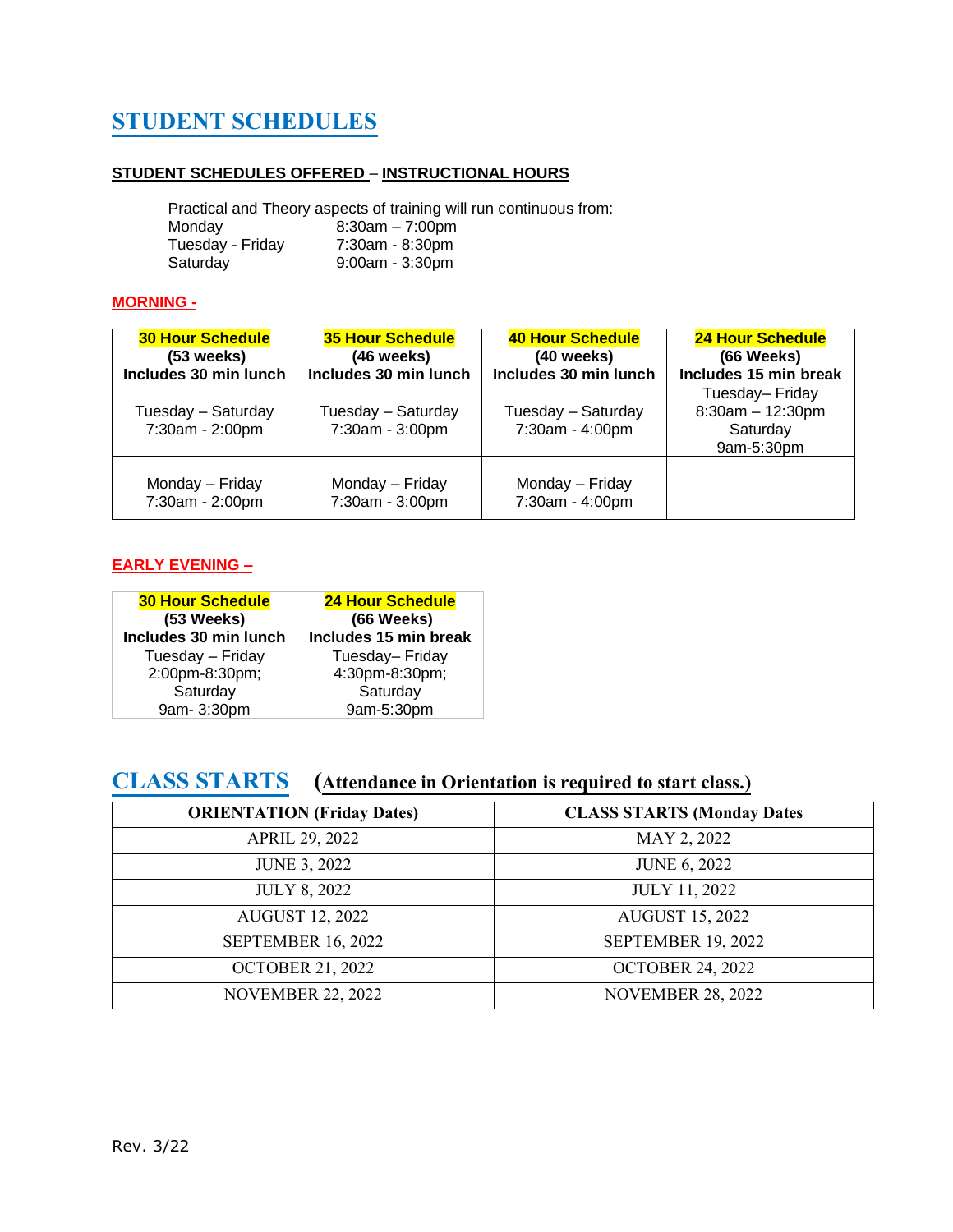# STUDENT SCHEDULES

**STUDENT SCHEDULES OFFERED – INSTRUCTIONAL HOURS**

Practical and Theory aspects of training will run continuous from:

| | |
|---|---|
| Monday | 8:30am – 7:00pm |
| Tuesday - Friday | 7:30am - 8:30pm |
| Saturday | 9:00am - 3:30pm |

**MORNING -**

| 30 Hour Schedule (53 weeks) Includes 30 min lunch | 35 Hour Schedule (46 weeks) Includes 30 min lunch | 40 Hour Schedule (40 weeks) Includes 30 min lunch | 24 Hour Schedule (66 Weeks) Includes 15 min break |
|---|---|---|---|
| Tuesday – Saturday 7:30am - 2:00pm | Tuesday – Saturday 7:30am - 3:00pm | Tuesday – Saturday 7:30am - 4:00pm | Tuesday– Friday 8:30am – 12:30pm Saturday 9am-5:30pm |
| Monday – Friday 7:30am - 2:00pm | Monday – Friday 7:30am - 3:00pm | Monday – Friday 7:30am - 4:00pm | |

**EARLY EVENING –**

| 30 Hour Schedule (53 Weeks) Includes 30 min lunch | 24 Hour Schedule (66 Weeks) Includes 15 min break |
|---|---|
| Tuesday – Friday 2:00pm-8:30pm; Saturday 9am- 3:30pm | Tuesday– Friday 4:30pm-8:30pm; Saturday 9am-5:30pm |

# CLASS STARTS (Attendance in Orientation is required to start class.)

| ORIENTATION (Friday Dates) | CLASS STARTS (Monday Dates |
|---|---|
| APRIL 29, 2022 | MAY 2, 2022 |
| JUNE 3, 2022 | JUNE 6, 2022 |
| JULY 8, 2022 | JULY 11, 2022 |
| AUGUST 12, 2022 | AUGUST 15, 2022 |
| SEPTEMBER 16, 2022 | SEPTEMBER 19, 2022 |
| OCTOBER 21, 2022 | OCTOBER 24, 2022 |
| NOVEMBER 22, 2022 | NOVEMBER 28, 2022 |

Rev. 3/22